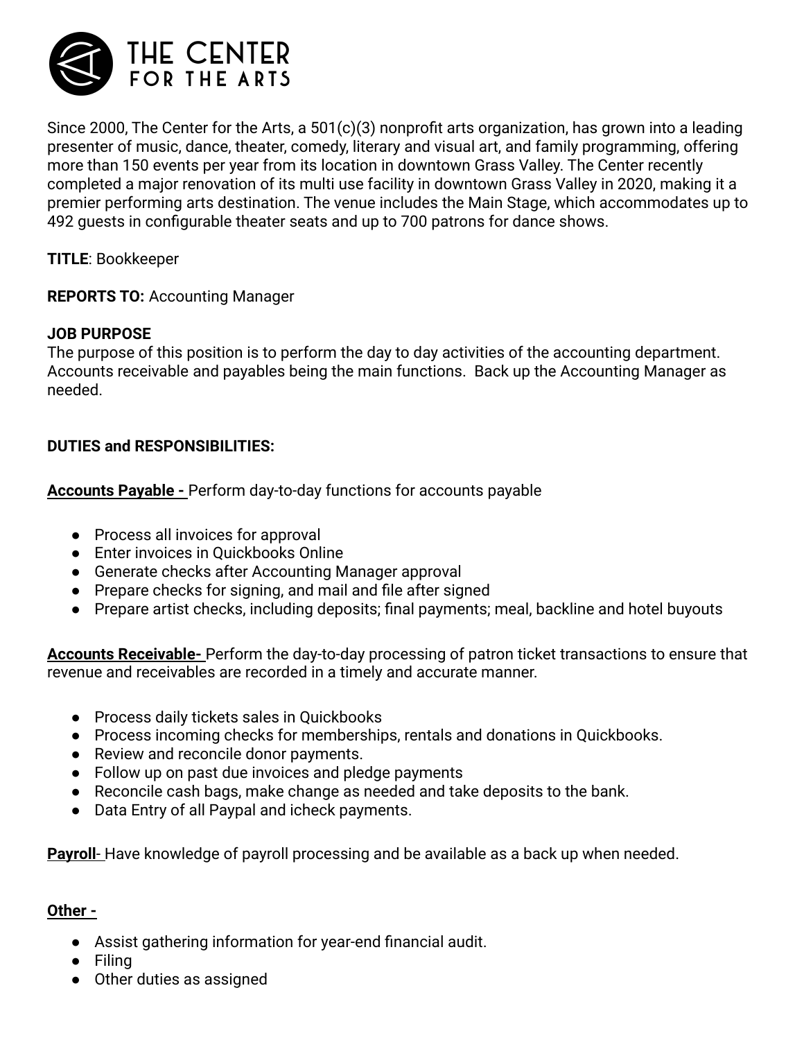# THE CENTER FOR THE ARTS

Since 2000, The Center for the Arts, a 501(c)(3) nonprofit arts organization, has grown into a leading presenter of music, dance, theater, comedy, literary and visual art, and family programming, offering more than 150 events per year from its location in downtown Grass Valley. The Center recently completed a major renovation of its multi use facility in downtown Grass Valley in 2020, making it a premier performing arts destination. The venue includes the Main Stage, which accommodates up to 492 guests in configurable theater seats and up to 700 patrons for dance shows.

**TITLE**: Bookkeeper

**REPORTS TO:** Accounting Manager

**JOB PURPOSE**
The purpose of this position is to perform the day to day activities of the accounting department. Accounts receivable and payables being the main functions. Back up the Accounting Manager as needed.

**DUTIES and RESPONSIBILITIES:**

**Accounts Payable -** Perform day-to-day functions for accounts payable

- Process all invoices for approval
- Enter invoices in Quickbooks Online
- Generate checks after Accounting Manager approval
- Prepare checks for signing, and mail and file after signed
- Prepare artist checks, including deposits; final payments; meal, backline and hotel buyouts

**Accounts Receivable-** Perform the day-to-day processing of patron ticket transactions to ensure that revenue and receivables are recorded in a timely and accurate manner.

- Process daily tickets sales in Quickbooks
- Process incoming checks for memberships, rentals and donations in Quickbooks.
- Review and reconcile donor payments.
- Follow up on past due invoices and pledge payments
- Reconcile cash bags, make change as needed and take deposits to the bank.
- Data Entry of all Paypal and icheck payments.

**Payroll**- Have knowledge of payroll processing and be available as a back up when needed.

**Other -**

- Assist gathering information for year-end financial audit.
- Filing
- Other duties as assigned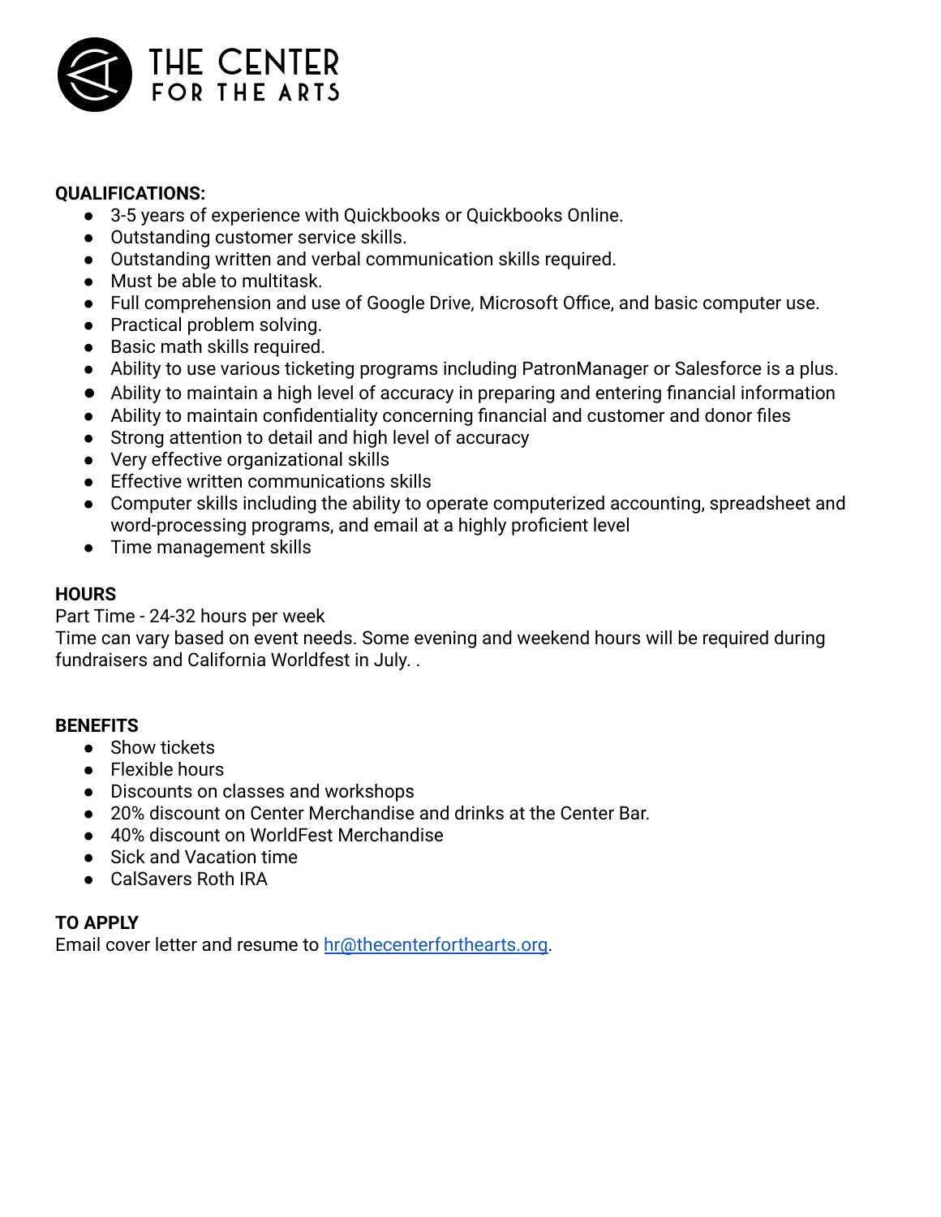THE CENTER FOR THE ARTS

**QUALIFICATIONS:**

- 3-5 years of experience with Quickbooks or Quickbooks Online.
- Outstanding customer service skills.
- Outstanding written and verbal communication skills required.
- Must be able to multitask.
- Full comprehension and use of Google Drive, Microsoft Office, and basic computer use.
- Practical problem solving.
- Basic math skills required.
- Ability to use various ticketing programs including PatronManager or Salesforce is a plus.
- Ability to maintain a high level of accuracy in preparing and entering financial information
- Ability to maintain confidentiality concerning financial and customer and donor files
- Strong attention to detail and high level of accuracy
- Very effective organizational skills
- Effective written communications skills
- Computer skills including the ability to operate computerized accounting, spreadsheet and word-processing programs, and email at a highly proficient level
- Time management skills

**HOURS**

Part Time - 24-32 hours per week
Time can vary based on event needs. Some evening and weekend hours will be required during fundraisers and California Worldfest in July. .

**BENEFITS**

- Show tickets
- Flexible hours
- Discounts on classes and workshops
- 20% discount on Center Merchandise and drinks at the Center Bar.
- 40% discount on WorldFest Merchandise
- Sick and Vacation time
- CalSavers Roth IRA

**TO APPLY**

Email cover letter and resume to hr@thecenterforthearts.org.